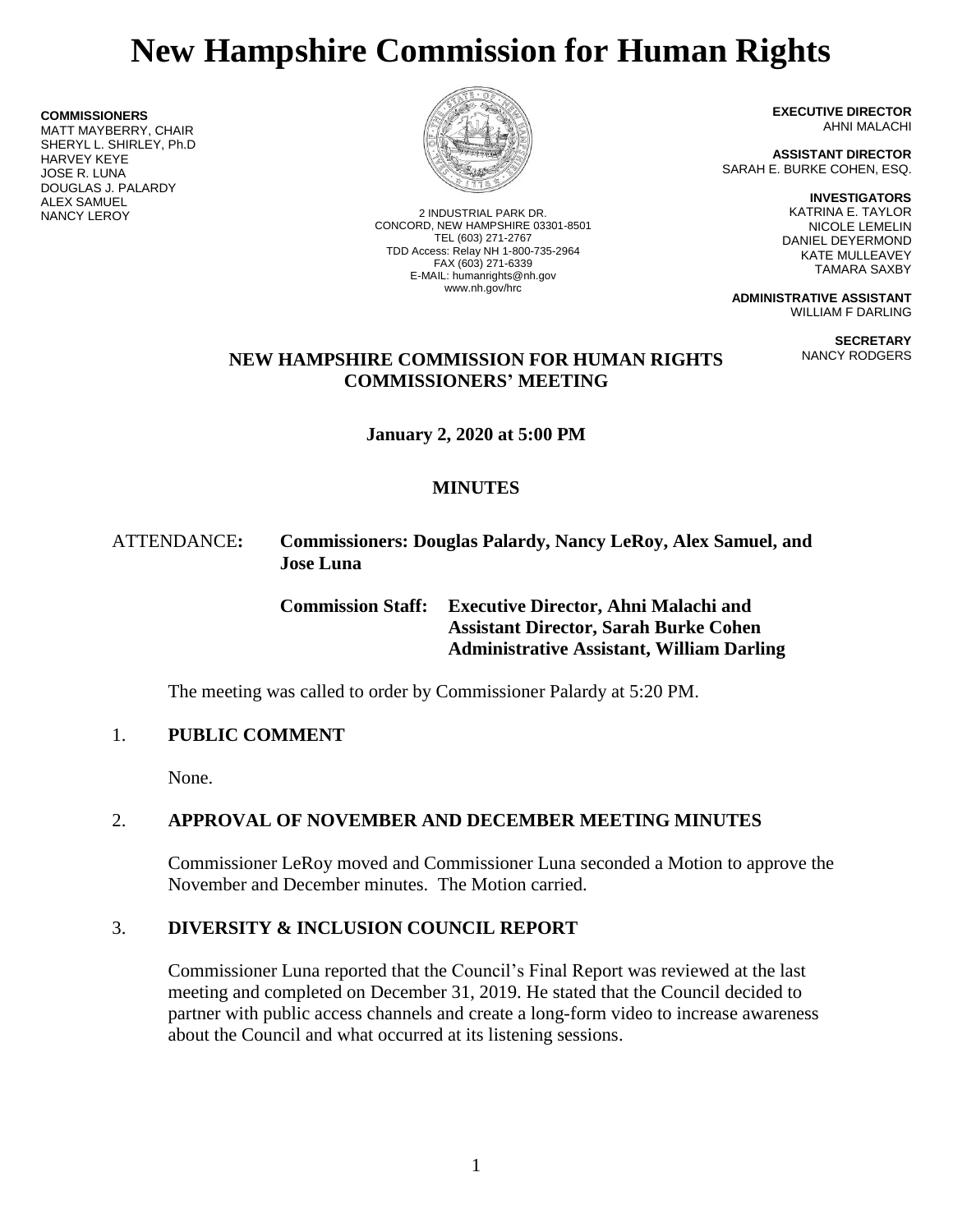# New Hampshire Commission for Human Rights

**COMMISSIONERS**
MATT MAYBERRY, CHAIR
SHERYL L. SHIRLEY, Ph.D
HARVEY KEYE
JOSE R. LUNA
DOUGLAS J. PALARDY
ALEX SAMUEL
NANCY LEROY

2 INDUSTRIAL PARK DR.
CONCORD, NEW HAMPSHIRE 03301-8501
TEL (603) 271-2767
TDD Access: Relay NH 1-800-735-2964
FAX (603) 271-6339
E-MAIL: humanrights@nh.gov
www.nh.gov/hrc

**EXECUTIVE DIRECTOR**
AHNI MALACHI

**ASSISTANT DIRECTOR**
SARAH E. BURKE COHEN, ESQ.

**INVESTIGATORS**
KATRINA E. TAYLOR
NICOLE LEMELIN
DANIEL DEYERMOND
KATE MULLEAVEY
TAMARA SAXBY

**ADMINISTRATIVE ASSISTANT**
WILLIAM F DARLING

**SECRETARY**
NANCY RODGERS

## NEW HAMPSHIRE COMMISSION FOR HUMAN RIGHTS COMMISSIONERS' MEETING

**January 2, 2020 at 5:00 PM**

## MINUTES

ATTENDANCE**:** **Commissioners: Douglas Palardy, Nancy LeRoy, Alex Samuel, and Jose Luna**

**Commission Staff: Executive Director, Ahni Malachi and Assistant Director, Sarah Burke Cohen Administrative Assistant, William Darling**

The meeting was called to order by Commissioner Palardy at 5:20 PM.

1. **PUBLIC COMMENT**

   None.

2. **APPROVAL OF NOVEMBER AND DECEMBER MEETING MINUTES**

   Commissioner LeRoy moved and Commissioner Luna seconded a Motion to approve the November and December minutes. The Motion carried.

3. **DIVERSITY & INCLUSION COUNCIL REPORT**

   Commissioner Luna reported that the Council's Final Report was reviewed at the last meeting and completed on December 31, 2019. He stated that the Council decided to partner with public access channels and create a long-form video to increase awareness about the Council and what occurred at its listening sessions.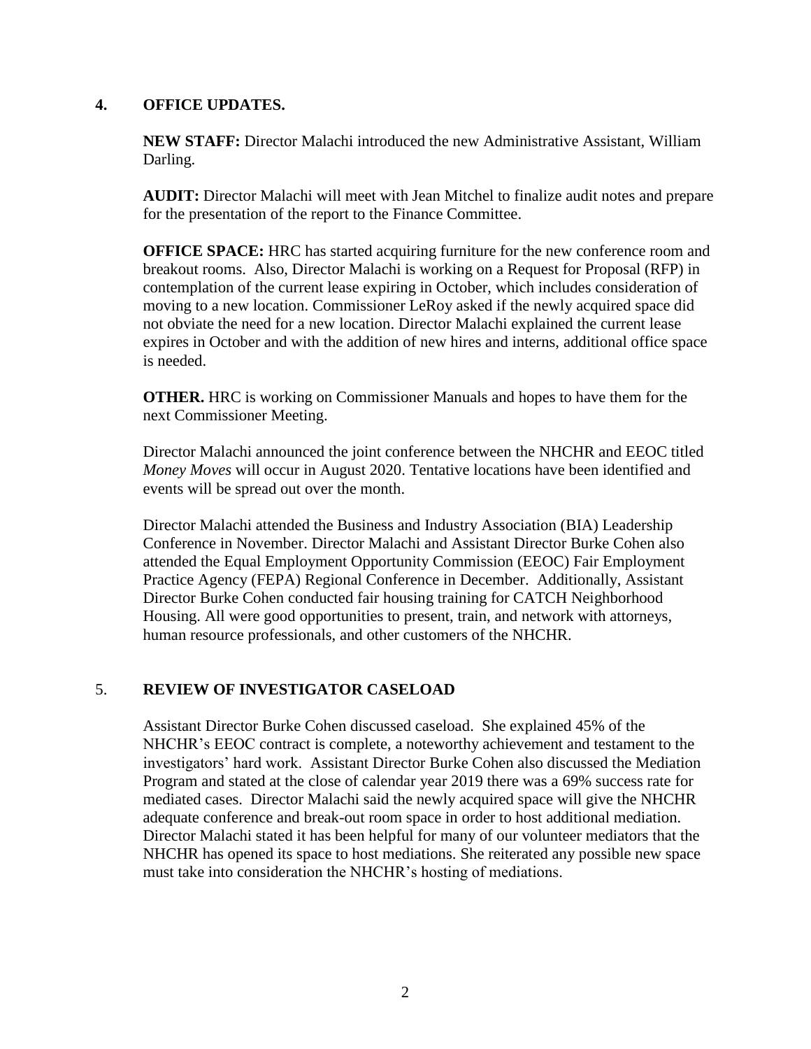## 4. OFFICE UPDATES.

**NEW STAFF:** Director Malachi introduced the new Administrative Assistant, William Darling.

**AUDIT:** Director Malachi will meet with Jean Mitchel to finalize audit notes and prepare for the presentation of the report to the Finance Committee.

**OFFICE SPACE:** HRC has started acquiring furniture for the new conference room and breakout rooms. Also, Director Malachi is working on a Request for Proposal (RFP) in contemplation of the current lease expiring in October, which includes consideration of moving to a new location. Commissioner LeRoy asked if the newly acquired space did not obviate the need for a new location. Director Malachi explained the current lease expires in October and with the addition of new hires and interns, additional office space is needed.

**OTHER.** HRC is working on Commissioner Manuals and hopes to have them for the next Commissioner Meeting.

Director Malachi announced the joint conference between the NHCHR and EEOC titled *Money Moves* will occur in August 2020. Tentative locations have been identified and events will be spread out over the month.

Director Malachi attended the Business and Industry Association (BIA) Leadership Conference in November. Director Malachi and Assistant Director Burke Cohen also attended the Equal Employment Opportunity Commission (EEOC) Fair Employment Practice Agency (FEPA) Regional Conference in December. Additionally, Assistant Director Burke Cohen conducted fair housing training for CATCH Neighborhood Housing. All were good opportunities to present, train, and network with attorneys, human resource professionals, and other customers of the NHCHR.

## 5. REVIEW OF INVESTIGATOR CASELOAD

Assistant Director Burke Cohen discussed caseload. She explained 45% of the NHCHR's EEOC contract is complete, a noteworthy achievement and testament to the investigators' hard work. Assistant Director Burke Cohen also discussed the Mediation Program and stated at the close of calendar year 2019 there was a 69% success rate for mediated cases. Director Malachi said the newly acquired space will give the NHCHR adequate conference and break-out room space in order to host additional mediation. Director Malachi stated it has been helpful for many of our volunteer mediators that the NHCHR has opened its space to host mediations. She reiterated any possible new space must take into consideration the NHCHR's hosting of mediations.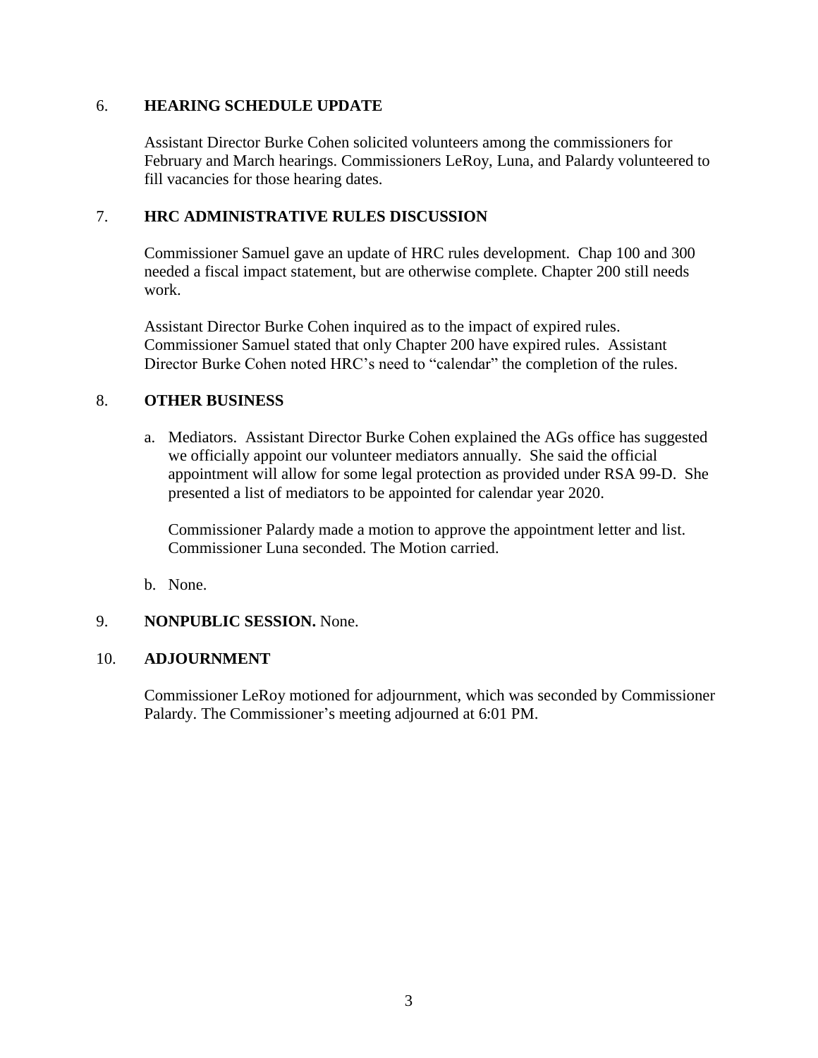6. **HEARING SCHEDULE UPDATE**

   Assistant Director Burke Cohen solicited volunteers among the commissioners for February and March hearings. Commissioners LeRoy, Luna, and Palardy volunteered to fill vacancies for those hearing dates.

7. **HRC ADMINISTRATIVE RULES DISCUSSION**

   Commissioner Samuel gave an update of HRC rules development. Chap 100 and 300 needed a fiscal impact statement, but are otherwise complete. Chapter 200 still needs work.

   Assistant Director Burke Cohen inquired as to the impact of expired rules. Commissioner Samuel stated that only Chapter 200 have expired rules. Assistant Director Burke Cohen noted HRC's need to "calendar" the completion of the rules.

8. **OTHER BUSINESS**

   a. Mediators. Assistant Director Burke Cohen explained the AGs office has suggested we officially appoint our volunteer mediators annually. She said the official appointment will allow for some legal protection as provided under RSA 99-D. She presented a list of mediators to be appointed for calendar year 2020.

      Commissioner Palardy made a motion to approve the appointment letter and list. Commissioner Luna seconded. The Motion carried.

   b. None.

9. **NONPUBLIC SESSION.** None.

10. **ADJOURNMENT**

    Commissioner LeRoy motioned for adjournment, which was seconded by Commissioner Palardy. The Commissioner's meeting adjourned at 6:01 PM.